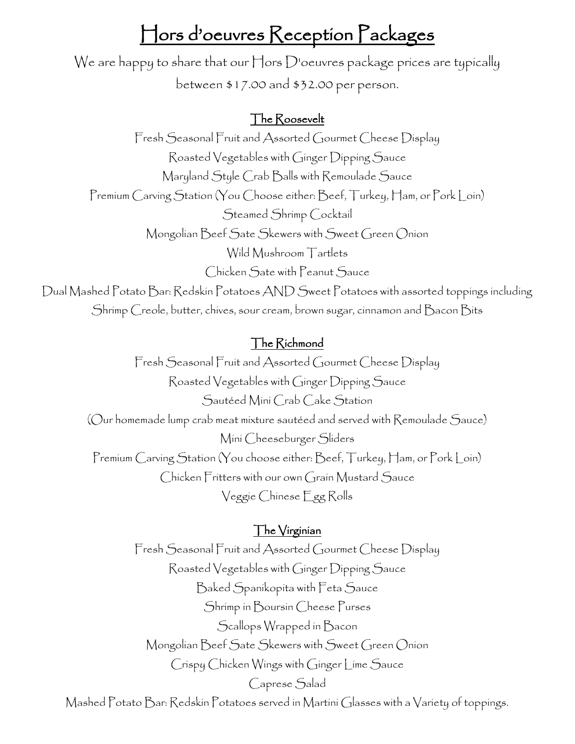# Hors d'oeuvres Reception Packages

We are happy to share that our Hors D'oeuvres package prices are typically between $17.00 and $32.00 per person.

## The Roosevelt

Fresh Seasonal Fruit and Assorted Gourmet Cheese Display

Roasted Vegetables with Ginger Dipping Sauce

Maryland Style Crab Balls with Remoulade Sauce

Premium Carving Station (You Choose either: Beef, Turkey, Ham, or Pork Loin)

Steamed Shrimp Cocktail

Mongolian Beef Sate Skewers with Sweet Green Onion

Wild Mushroom Tartlets

Chicken Sate with Peanut Sauce

Dual Mashed Potato Bar: Redskin Potatoes AND Sweet Potatoes with assorted toppings including Shrimp Creole, butter, chives, sour cream, brown sugar, cinnamon and Bacon Bits

## The Richmond

Fresh Seasonal Fruit and Assorted Gourmet Cheese Display

Roasted Vegetables with Ginger Dipping Sauce

Sautéed Mini Crab Cake Station

(Our homemade lump crab meat mixture sautéed and served with Remoulade Sauce)

Mini Cheeseburger Sliders

Premium Carving Station (You choose either: Beef, Turkey, Ham, or Pork Loin)

Chicken Fritters with our own Grain Mustard Sauce

Veggie Chinese Egg Rolls

## The Virginian

Fresh Seasonal Fruit and Assorted Gourmet Cheese Display

Roasted Vegetables with Ginger Dipping Sauce

Baked Spanikopita with Feta Sauce

Shrimp in Boursin Cheese Purses

Scallops Wrapped in Bacon

Mongolian Beef Sate Skewers with Sweet Green Onion

Crispy Chicken Wings with Ginger Lime Sauce

Caprese Salad

Mashed Potato Bar: Redskin Potatoes served in Martini Glasses with a Variety of toppings.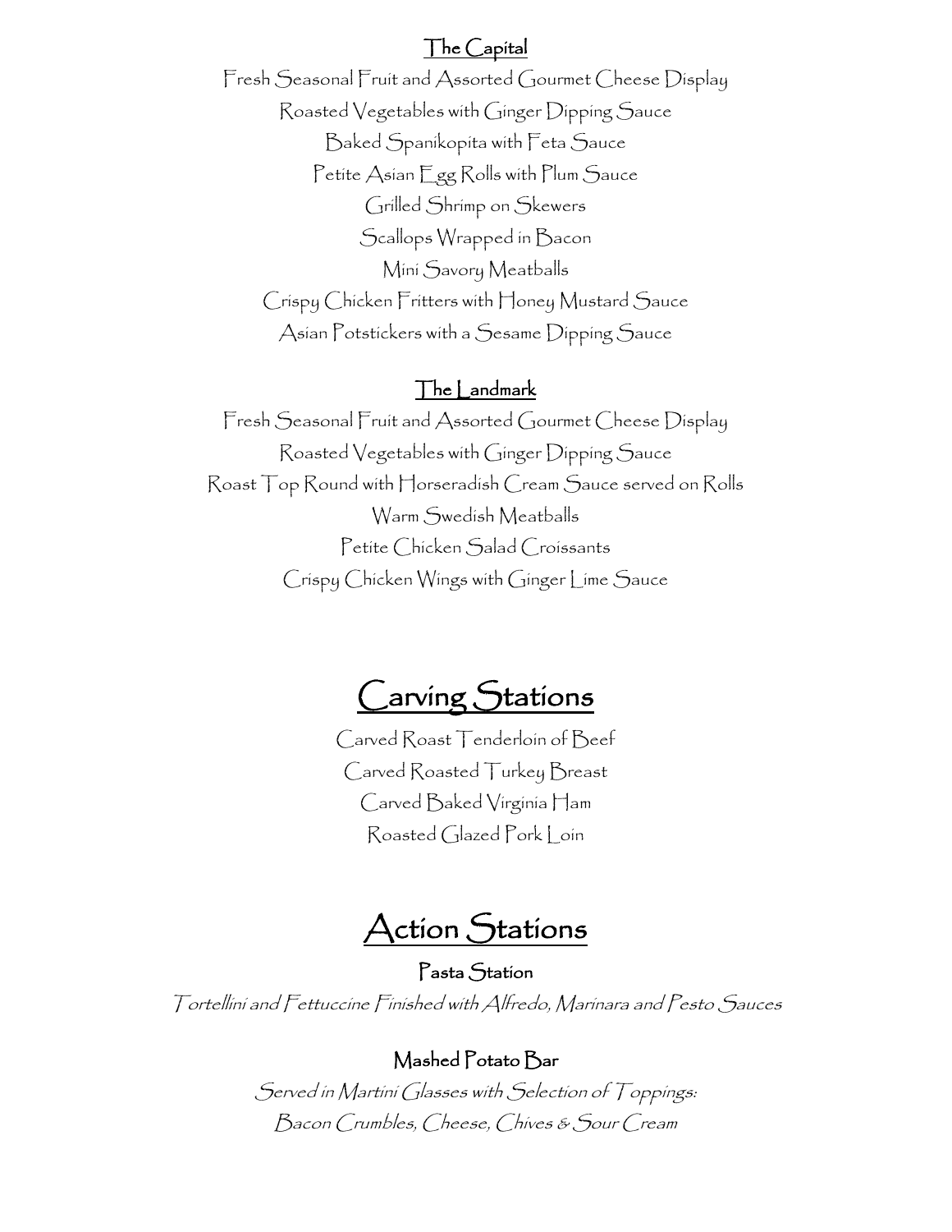### The Capital

Fresh Seasonal Fruit and Assorted Gourmet Cheese Display
Roasted Vegetables with Ginger Dipping Sauce
Baked Spanikopita with Feta Sauce
Petite Asian Egg Rolls with Plum Sauce
Grilled Shrimp on Skewers
Scallops Wrapped in Bacon
Mini Savory Meatballs
Crispy Chicken Fritters with Honey Mustard Sauce
Asian Potstickers with a Sesame Dipping Sauce

### The Landmark

Fresh Seasonal Fruit and Assorted Gourmet Cheese Display
Roasted Vegetables with Ginger Dipping Sauce
Roast Top Round with Horseradish Cream Sauce served on Rolls
Warm Swedish Meatballs
Petite Chicken Salad Croissants
Crispy Chicken Wings with Ginger Lime Sauce

## Carving Stations

Carved Roast Tenderloin of Beef
Carved Roasted Turkey Breast
Carved Baked Virginia Ham
Roasted Glazed Pork Loin

## Action Stations

### Pasta Station

*Tortellini and Fettuccine Finished with Alfredo, Marinara and Pesto Sauces*

### Mashed Potato Bar

*Served in Martini Glasses with Selection of Toppings:*
*Bacon Crumbles, Cheese, Chives & Sour Cream*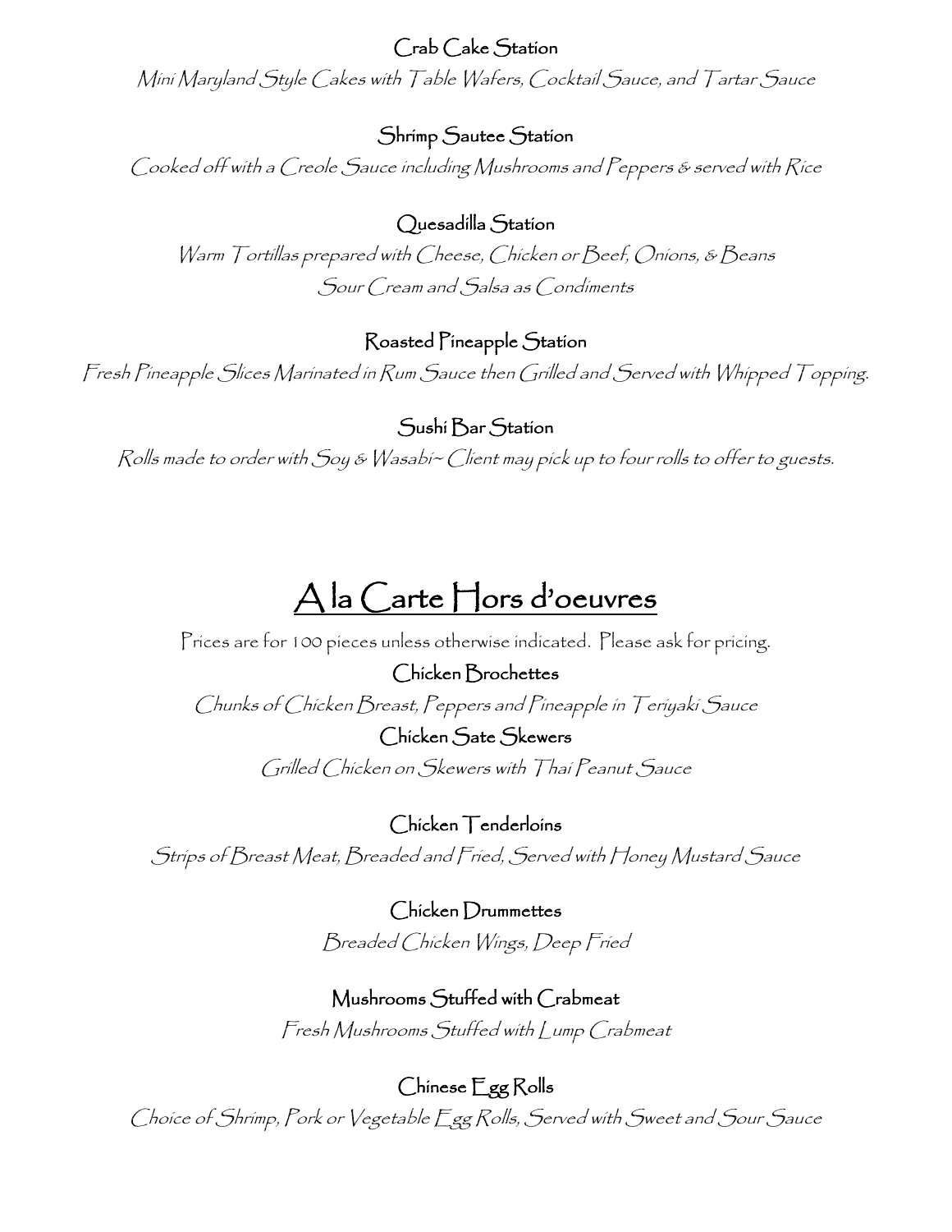### Crab Cake Station

*Mini Maryland Style Cakes with Table Wafers, Cocktail Sauce, and Tartar Sauce*

### Shrimp Sautee Station

*Cooked off with a Creole Sauce including Mushrooms and Peppers & served with Rice*

### Quesadilla Station

*Warm Tortillas prepared with Cheese, Chicken or Beef, Onions, & Beans*
*Sour Cream and Salsa as Condiments*

### Roasted Pineapple Station

*Fresh Pineapple Slices Marinated in Rum Sauce then Grilled and Served with Whipped Topping.*

### Sushi Bar Station

*Rolls made to order with Soy & Wasabi~ Client may pick up to four rolls to offer to guests.*

# A la Carte Hors d'oeuvres

Prices are for 100 pieces unless otherwise indicated. Please ask for pricing.

### Chicken Brochettes

*Chunks of Chicken Breast, Peppers and Pineapple in Teriyaki Sauce*

### Chicken Sate Skewers

*Grilled Chicken on Skewers with Thai Peanut Sauce*

### Chicken Tenderloins

*Strips of Breast Meat, Breaded and Fried, Served with Honey Mustard Sauce*

### Chicken Drummettes

*Breaded Chicken Wings, Deep Fried*

### Mushrooms Stuffed with Crabmeat

*Fresh Mushrooms Stuffed with Lump Crabmeat*

### Chinese Egg Rolls

*Choice of Shrimp, Pork or Vegetable Egg Rolls, Served with Sweet and Sour Sauce*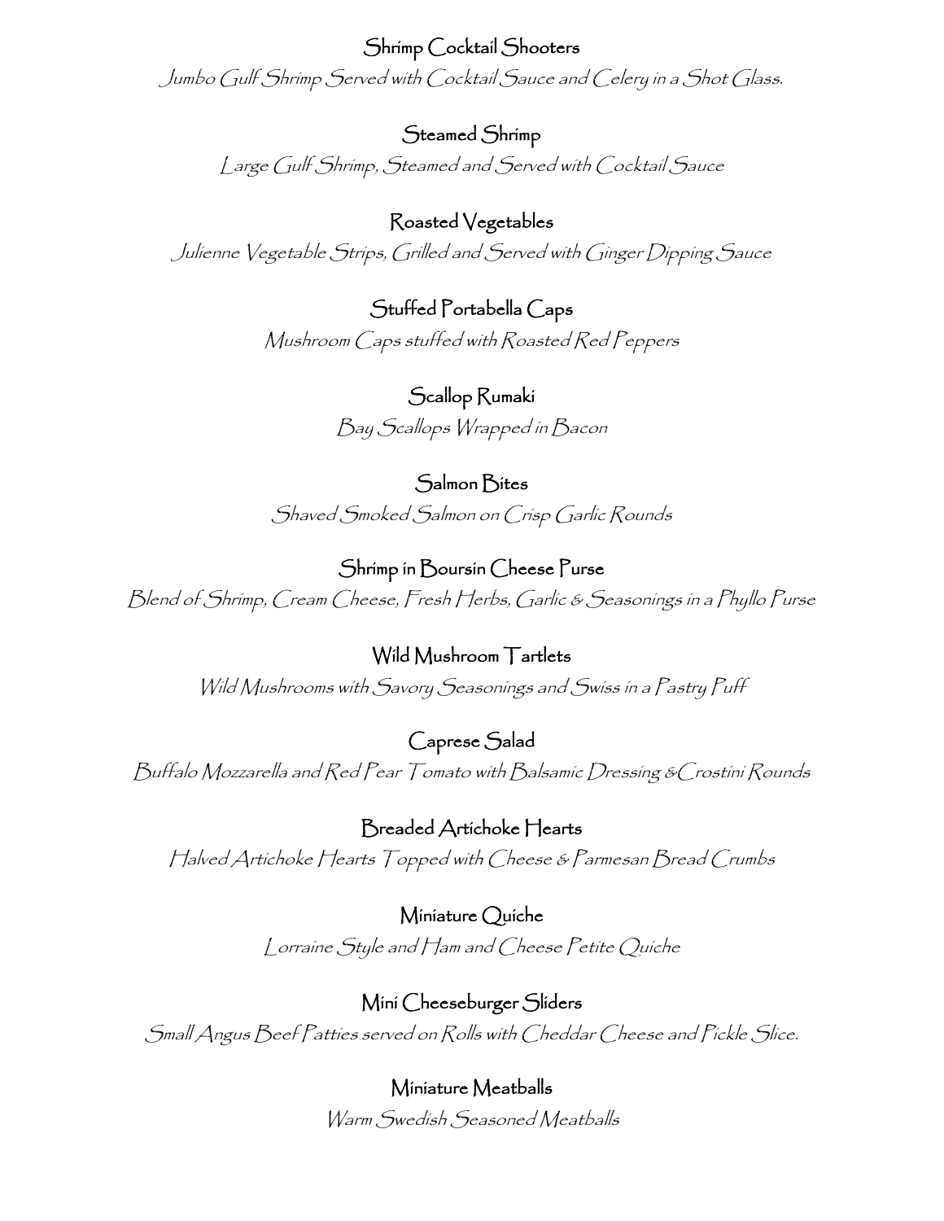### Shrimp Cocktail Shooters

*Jumbo Gulf Shrimp Served with Cocktail Sauce and Celery in a Shot Glass.*

### Steamed Shrimp

*Large Gulf Shrimp, Steamed and Served with Cocktail Sauce*

### Roasted Vegetables

*Julienne Vegetable Strips, Grilled and Served with Ginger Dipping Sauce*

### Stuffed Portabella Caps

*Mushroom Caps stuffed with Roasted Red Peppers*

### Scallop Rumaki

*Bay Scallops Wrapped in Bacon*

### Salmon Bites

*Shaved Smoked Salmon on Crisp Garlic Rounds*

### Shrimp in Boursin Cheese Purse

*Blend of Shrimp, Cream Cheese, Fresh Herbs, Garlic & Seasonings in a Phyllo Purse*

### Wild Mushroom Tartlets

*Wild Mushrooms with Savory Seasonings and Swiss in a Pastry Puff*

### Caprese Salad

*Buffalo Mozzarella and Red Pear Tomato with Balsamic Dressing &Crostini Rounds*

### Breaded Artichoke Hearts

*Halved Artichoke Hearts Topped with Cheese & Parmesan Bread Crumbs*

### Miniature Quiche

*Lorraine Style and Ham and Cheese Petite Quiche*

### Mini Cheeseburger Sliders

*Small Angus Beef Patties served on Rolls with Cheddar Cheese and Pickle Slice.*

### Miniature Meatballs

*Warm Swedish Seasoned Meatballs*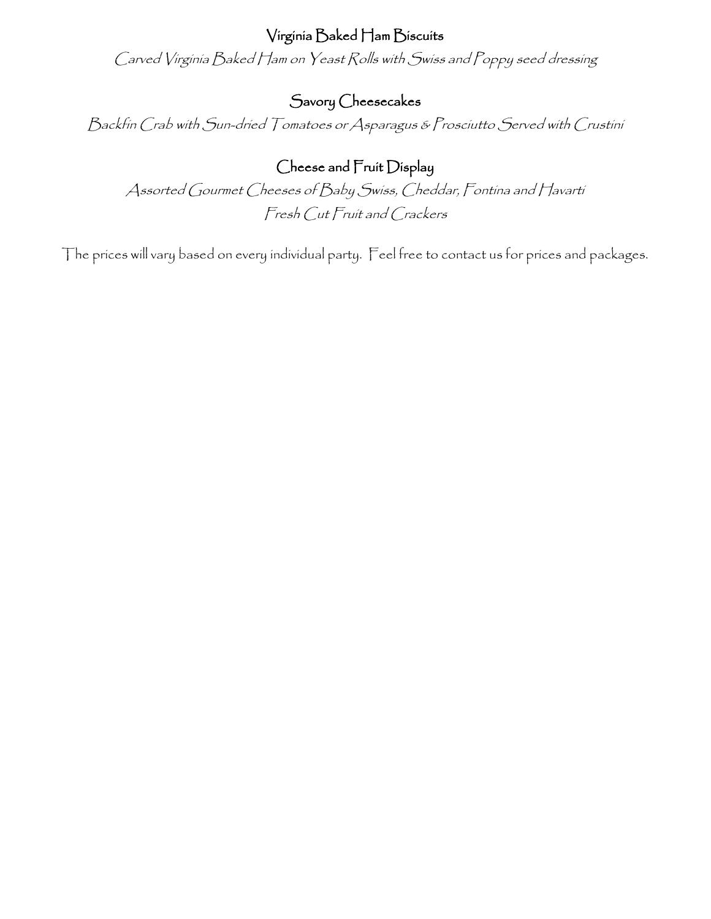### Virginia Baked Ham Biscuits

*Carved Virginia Baked Ham on Yeast Rolls with Swiss and Poppy seed dressing*

### Savory Cheesecakes

*Backfin Crab with Sun-dried Tomatoes or Asparagus & Prosciutto Served with Crustini*

### Cheese and Fruit Display

*Assorted Gourmet Cheeses of Baby Swiss, Cheddar, Fontina and Havarti*
*Fresh Cut Fruit and Crackers*

The prices will vary based on every individual party. Feel free to contact us for prices and packages.